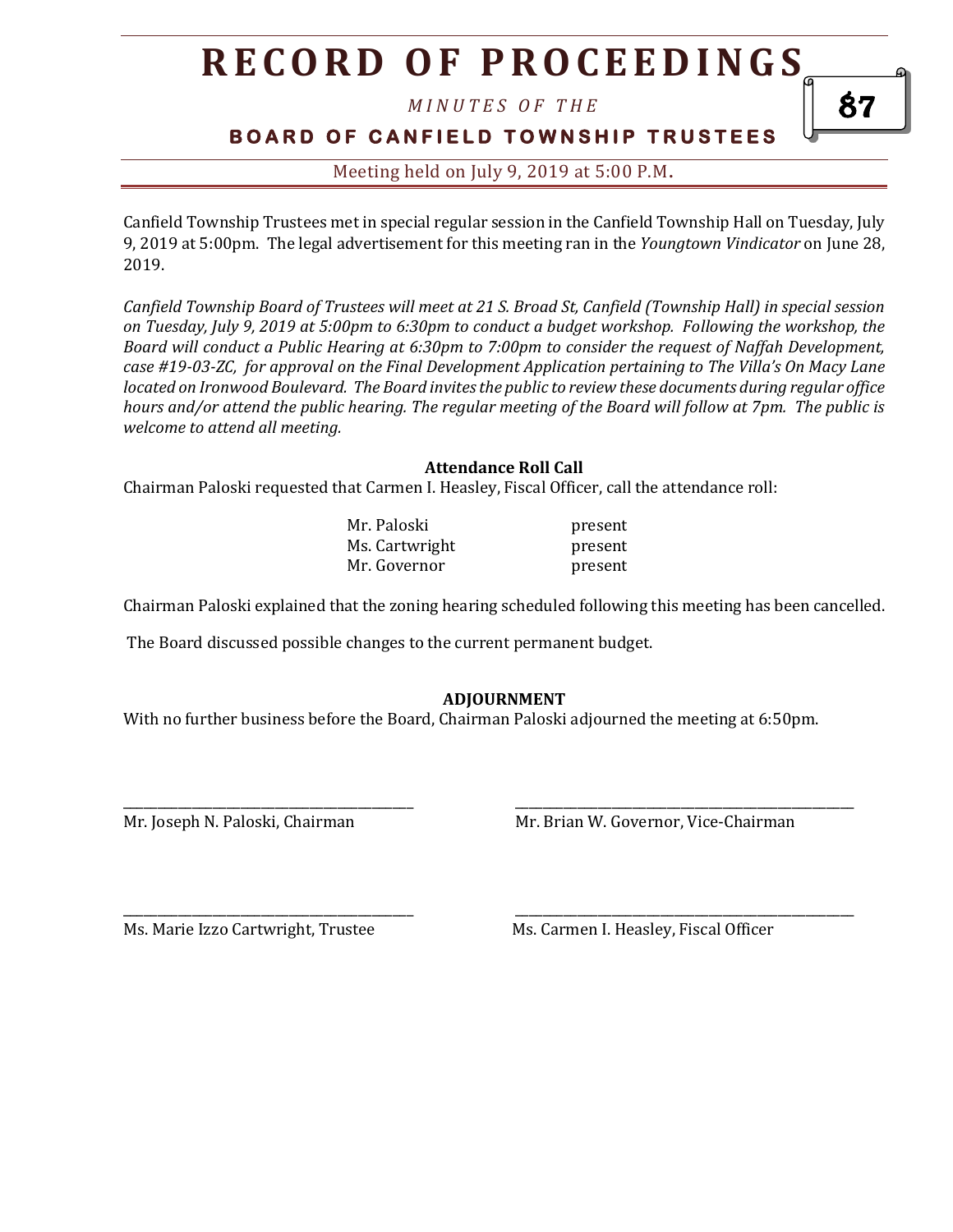# RECORD OF PROCEEDINGS

*MINUTES OF THE*

**BOARD OF CANFIELD TOWNSHIP TRUSTEES**

Meeting held on July 9, 2019 at 5:00 P.M.

Canfield Township Trustees met in special regular session in the Canfield Township Hall on Tuesday, July 9, 2019 at 5:00pm. The legal advertisement for this meeting ran in the *Youngtown Vindicator* on June 28, 2019.

*Canfield Township Board of Trustees will meet at 21 S. Broad St, Canfield (Township Hall) in special session on Tuesday, July 9, 2019 at 5:00pm to 6:30pm to conduct a budget workshop. Following the workshop, the Board will conduct a Public Hearing at 6:30pm to 7:00pm to consider the request of Naffah Development, case #19-03-ZC, for approval on the Final Development Application pertaining to The Villa's On Macy Lane located on Ironwood Boulevard. The Board invites the public to review these documents during regular office hours and/or attend the public hearing. The regular meeting of the Board will follow at 7pm. The public is welcome to attend all meeting.*

**Attendance Roll Call**

Chairman Paloski requested that Carmen I. Heasley, Fiscal Officer, call the attendance roll:

| | |
|---|---|
| Mr. Paloski | present |
| Ms. Cartwright | present |
| Mr. Governor | present |

Chairman Paloski explained that the zoning hearing scheduled following this meeting has been cancelled.

The Board discussed possible changes to the current permanent budget.

**ADJOURNMENT**

With no further business before the Board, Chairman Paloski adjourned the meeting at 6:50pm.

\_\_\_\_\_\_\_\_\_\_\_\_\_\_\_\_\_\_\_\_\_\_\_\_\_\_\_\_\_\_\_\_\_\_\_\_
Mr. Joseph N. Paloski, Chairman

\_\_\_\_\_\_\_\_\_\_\_\_\_\_\_\_\_\_\_\_\_\_\_\_\_\_\_\_\_\_\_\_\_\_\_\_
Mr. Brian W. Governor, Vice-Chairman

\_\_\_\_\_\_\_\_\_\_\_\_\_\_\_\_\_\_\_\_\_\_\_\_\_\_\_\_\_\_\_\_\_\_\_\_
Ms. Marie Izzo Cartwright, Trustee

\_\_\_\_\_\_\_\_\_\_\_\_\_\_\_\_\_\_\_\_\_\_\_\_\_\_\_\_\_\_\_\_\_\_\_\_
Ms. Carmen I. Heasley, Fiscal Officer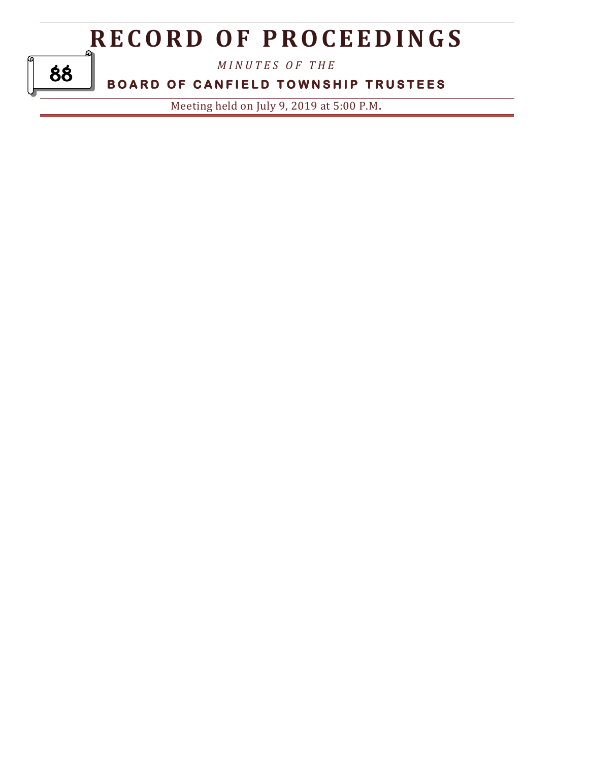# RECORD OF PROCEEDINGS

*MINUTES OF THE*

**BOARD OF CANFIELD TOWNSHIP TRUSTEES**

Meeting held on July 9, 2019 at 5:00 P.M.